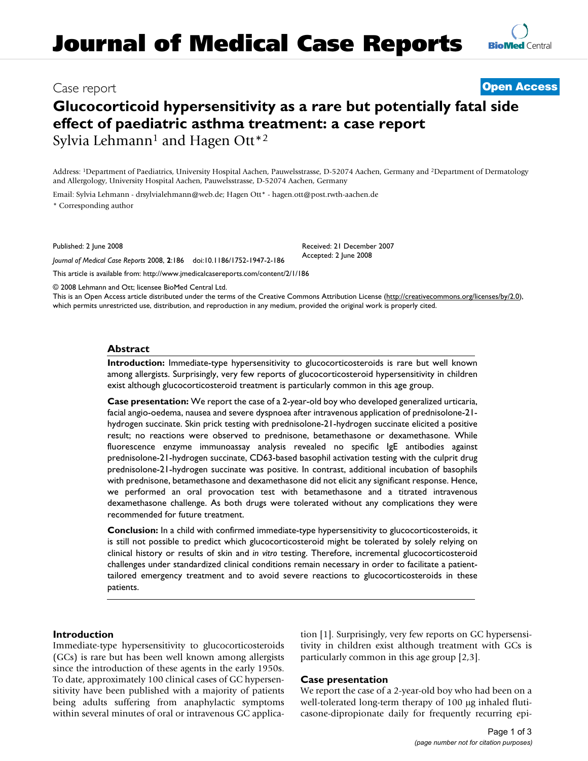# Journal of Medical Case Reports

Case report

**Open Access**

# Glucocorticoid hypersensitivity as a rare but potentially fatal side effect of paediatric asthma treatment: a case report

Sylvia Lehmann[1] and Hagen Ott*[2]

Address: [1]Department of Paediatrics, University Hospital Aachen, Pauwelsstrasse, D-52074 Aachen, Germany and [2]Department of Dermatology and Allergology, University Hospital Aachen, Pauwelsstrasse, D-52074 Aachen, Germany

Email: Sylvia Lehmann - drsylvialehmann@web.de; Hagen Ott* - hagen.ott@post.rwth-aachen.de

\* Corresponding author

Published: 2 June 2008

*Journal of Medical Case Reports* 2008, **2**:186 doi:10.1186/1752-1947-2-186

Received: 21 December 2007
Accepted: 2 June 2008

This article is available from: http://www.jmedicalcasereports.com/content/2/1/186

© 2008 Lehmann and Ott; licensee BioMed Central Ltd.
This is an Open Access article distributed under the terms of the Creative Commons Attribution License (http://creativecommons.org/licenses/by/2.0), which permits unrestricted use, distribution, and reproduction in any medium, provided the original work is properly cited.

## Abstract

**Introduction:** Immediate-type hypersensitivity to glucocorticosteroids is rare but well known among allergists. Surprisingly, very few reports of glucocorticosteroid hypersensitivity in children exist although glucocorticosteroid treatment is particularly common in this age group.

**Case presentation:** We report the case of a 2-year-old boy who developed generalized urticaria, facial angio-oedema, nausea and severe dyspnoea after intravenous application of prednisolone-21-hydrogen succinate. Skin prick testing with prednisolone-21-hydrogen succinate elicited a positive result; no reactions were observed to prednisone, betamethasone or dexamethasone. While fluorescence enzyme immunoassay analysis revealed no specific IgE antibodies against prednisolone-21-hydrogen succinate, CD63-based basophil activation testing with the culprit drug prednisolone-21-hydrogen succinate was positive. In contrast, additional incubation of basophils with prednisone, betamethasone and dexamethasone did not elicit any significant response. Hence, we performed an oral provocation test with betamethasone and a titrated intravenous dexamethasone challenge. As both drugs were tolerated without any complications they were recommended for future treatment.

**Conclusion:** In a child with confirmed immediate-type hypersensitivity to glucocorticosteroids, it is still not possible to predict which glucocorticosteroid might be tolerated by solely relying on clinical history or results of skin and *in vitro* testing. Therefore, incremental glucocorticosteroid challenges under standardized clinical conditions remain necessary in order to facilitate a patient-tailored emergency treatment and to avoid severe reactions to glucocorticosteroids in these patients.

## Introduction

Immediate-type hypersensitivity to glucocorticosteroids (GCs) is rare but has been well known among allergists since the introduction of these agents in the early 1950s. To date, approximately 100 clinical cases of GC hypersensitivity have been published with a majority of patients being adults suffering from anaphylactic symptoms within several minutes of oral or intravenous GC application [1]. Surprisingly, very few reports on GC hypersensitivity in children exist although treatment with GCs is particularly common in this age group [2,3].

## Case presentation

We report the case of a 2-year-old boy who had been on a well-tolerated long-term therapy of 100 μg inhaled fluticasone-dipropionate daily for frequently recurring epi-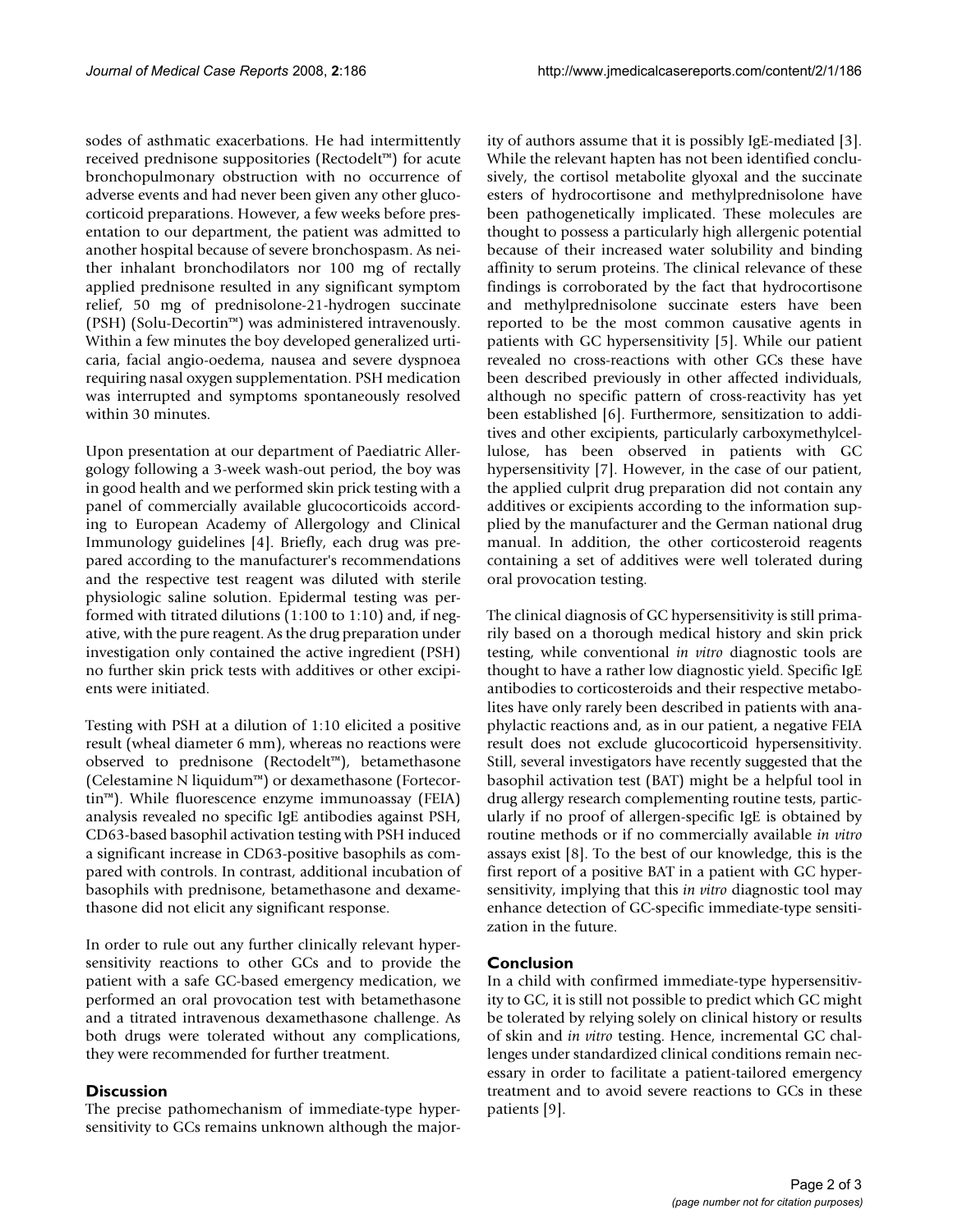sodes of asthmatic exacerbations. He had intermittently received prednisone suppositories (Rectodelt™) for acute bronchopulmonary obstruction with no occurrence of adverse events and had never been given any other glucocorticoid preparations. However, a few weeks before presentation to our department, the patient was admitted to another hospital because of severe bronchospasm. As neither inhalant bronchodilators nor 100 mg of rectally applied prednisone resulted in any significant symptom relief, 50 mg of prednisolone-21-hydrogen succinate (PSH) (Solu-Decortin™) was administered intravenously. Within a few minutes the boy developed generalized urticaria, facial angio-oedema, nausea and severe dyspnoea requiring nasal oxygen supplementation. PSH medication was interrupted and symptoms spontaneously resolved within 30 minutes.

Upon presentation at our department of Paediatric Allergology following a 3-week wash-out period, the boy was in good health and we performed skin prick testing with a panel of commercially available glucocorticoids according to European Academy of Allergology and Clinical Immunology guidelines [4]. Briefly, each drug was prepared according to the manufacturer's recommendations and the respective test reagent was diluted with sterile physiologic saline solution. Epidermal testing was performed with titrated dilutions (1:100 to 1:10) and, if negative, with the pure reagent. As the drug preparation under investigation only contained the active ingredient (PSH) no further skin prick tests with additives or other excipients were initiated.

Testing with PSH at a dilution of 1:10 elicited a positive result (wheal diameter 6 mm), whereas no reactions were observed to prednisone (Rectodelt™), betamethasone (Celestamine N liquidum™) or dexamethasone (Fortecortin™). While fluorescence enzyme immunoassay (FEIA) analysis revealed no specific IgE antibodies against PSH, CD63-based basophil activation testing with PSH induced a significant increase in CD63-positive basophils as compared with controls. In contrast, additional incubation of basophils with prednisone, betamethasone and dexamethasone did not elicit any significant response.

In order to rule out any further clinically relevant hypersensitivity reactions to other GCs and to provide the patient with a safe GC-based emergency medication, we performed an oral provocation test with betamethasone and a titrated intravenous dexamethasone challenge. As both drugs were tolerated without any complications, they were recommended for further treatment.

## Discussion

The precise pathomechanism of immediate-type hypersensitivity to GCs remains unknown although the majority of authors assume that it is possibly IgE-mediated [3]. While the relevant hapten has not been identified conclusively, the cortisol metabolite glyoxal and the succinate esters of hydrocortisone and methylprednisolone have been pathogenetically implicated. These molecules are thought to possess a particularly high allergenic potential because of their increased water solubility and binding affinity to serum proteins. The clinical relevance of these findings is corroborated by the fact that hydrocortisone and methylprednisolone succinate esters have been reported to be the most common causative agents in patients with GC hypersensitivity [5]. While our patient revealed no cross-reactions with other GCs these have been described previously in other affected individuals, although no specific pattern of cross-reactivity has yet been established [6]. Furthermore, sensitization to additives and other excipients, particularly carboxymethylcellulose, has been observed in patients with GC hypersensitivity [7]. However, in the case of our patient, the applied culprit drug preparation did not contain any additives or excipients according to the information supplied by the manufacturer and the German national drug manual. In addition, the other corticosteroid reagents containing a set of additives were well tolerated during oral provocation testing.

The clinical diagnosis of GC hypersensitivity is still primarily based on a thorough medical history and skin prick testing, while conventional *in vitro* diagnostic tools are thought to have a rather low diagnostic yield. Specific IgE antibodies to corticosteroids and their respective metabolites have only rarely been described in patients with anaphylactic reactions and, as in our patient, a negative FEIA result does not exclude glucocorticoid hypersensitivity. Still, several investigators have recently suggested that the basophil activation test (BAT) might be a helpful tool in drug allergy research complementing routine tests, particularly if no proof of allergen-specific IgE is obtained by routine methods or if no commercially available *in vitro* assays exist [8]. To the best of our knowledge, this is the first report of a positive BAT in a patient with GC hypersensitivity, implying that this *in vitro* diagnostic tool may enhance detection of GC-specific immediate-type sensitization in the future.

## Conclusion

In a child with confirmed immediate-type hypersensitivity to GC, it is still not possible to predict which GC might be tolerated by relying solely on clinical history or results of skin and *in vitro* testing. Hence, incremental GC challenges under standardized clinical conditions remain necessary in order to facilitate a patient-tailored emergency treatment and to avoid severe reactions to GCs in these patients [9].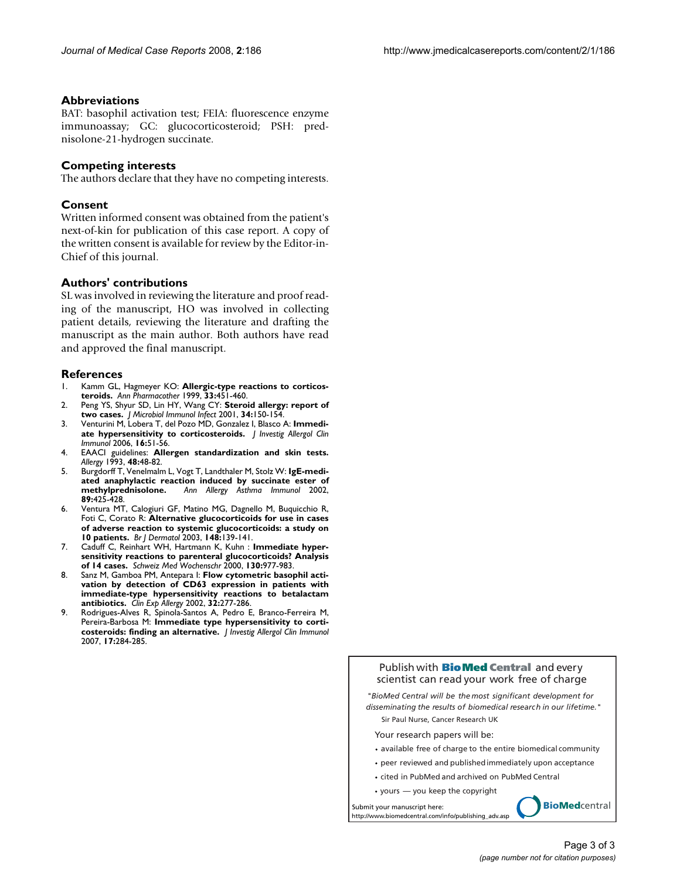## Abbreviations

BAT: basophil activation test; FEIA: fluorescence enzyme immunoassay; GC: glucocorticosteroid; PSH: prednisolone-21-hydrogen succinate.

## Competing interests

The authors declare that they have no competing interests.

## Consent

Written informed consent was obtained from the patient's next-of-kin for publication of this case report. A copy of the written consent is available for review by the Editor-in-Chief of this journal.

## Authors' contributions

SL was involved in reviewing the literature and proof reading of the manuscript, HO was involved in collecting patient details, reviewing the literature and drafting the manuscript as the main author. Both authors have read and approved the final manuscript.

## References

1. Kamm GL, Hagmeyer KO: **Allergic-type reactions to corticosteroids.** *Ann Pharmacother* 1999, **33:**451-460.
2. Peng YS, Shyur SD, Lin HY, Wang CY: **Steroid allergy: report of two cases.** *J Microbiol Immunol Infect* 2001, **34:**150-154.
3. Venturini M, Lobera T, del Pozo MD, Gonzalez I, Blasco A: **Immediate hypersensitivity to corticosteroids.** *J Investig Allergol Clin Immunol* 2006, **16:**51-56.
4. EAACI guidelines: **Allergen standardization and skin tests.** *Allergy* 1993, **48:**48-82.
5. Burgdorff T, Venelmalm L, Vogt T, Landthaler M, Stolz W: **IgE-mediated anaphylactic reaction induced by succinate ester of methylprednisolone.** *Ann Allergy Asthma Immunol* 2002, **89:**425-428.
6. Ventura MT, Calogiuri GF, Matino MG, Dagnello M, Buquicchio R, Foti C, Corato R: **Alternative glucocorticoids for use in cases of adverse reaction to systemic glucocorticoids: a study on 10 patients.** *Br J Dermatol* 2003, **148:**139-141.
7. Caduff C, Reinhart WH, Hartmann K, Kuhn : **Immediate hypersensitivity reactions to parenteral glucocorticoids? Analysis of 14 cases.** *Schweiz Med Wochenschr* 2000, **130:**977-983.
8. Sanz M, Gamboa PM, Antepara I: **Flow cytometric basophil activation by detection of CD63 expression in patients with immediate-type hypersensitivity reactions to betalactam antibiotics.** *Clin Exp Allergy* 2002, **32:**277-286.
9. Rodrigues-Alves R, Spinola-Santos A, Pedro E, Branco-Ferreira M, Pereira-Barbosa M: **Immediate type hypersensitivity to corticosteroids: finding an alternative.** *J Investig Allergol Clin Immunol* 2007, **17:**284-285.

Publish with **BioMed Central** and every scientist can read your work free of charge

*"BioMed Central will be the most significant development for disseminating the results of biomedical research in our lifetime."*
Sir Paul Nurse, Cancer Research UK

Your research papers will be:

- available free of charge to the entire biomedical community
- peer reviewed and published immediately upon acceptance
- cited in PubMed and archived on PubMed Central
- yours — you keep the copyright

Submit your manuscript here:
http://www.biomedcentral.com/info/publishing_adv.asp

BioMedcentral